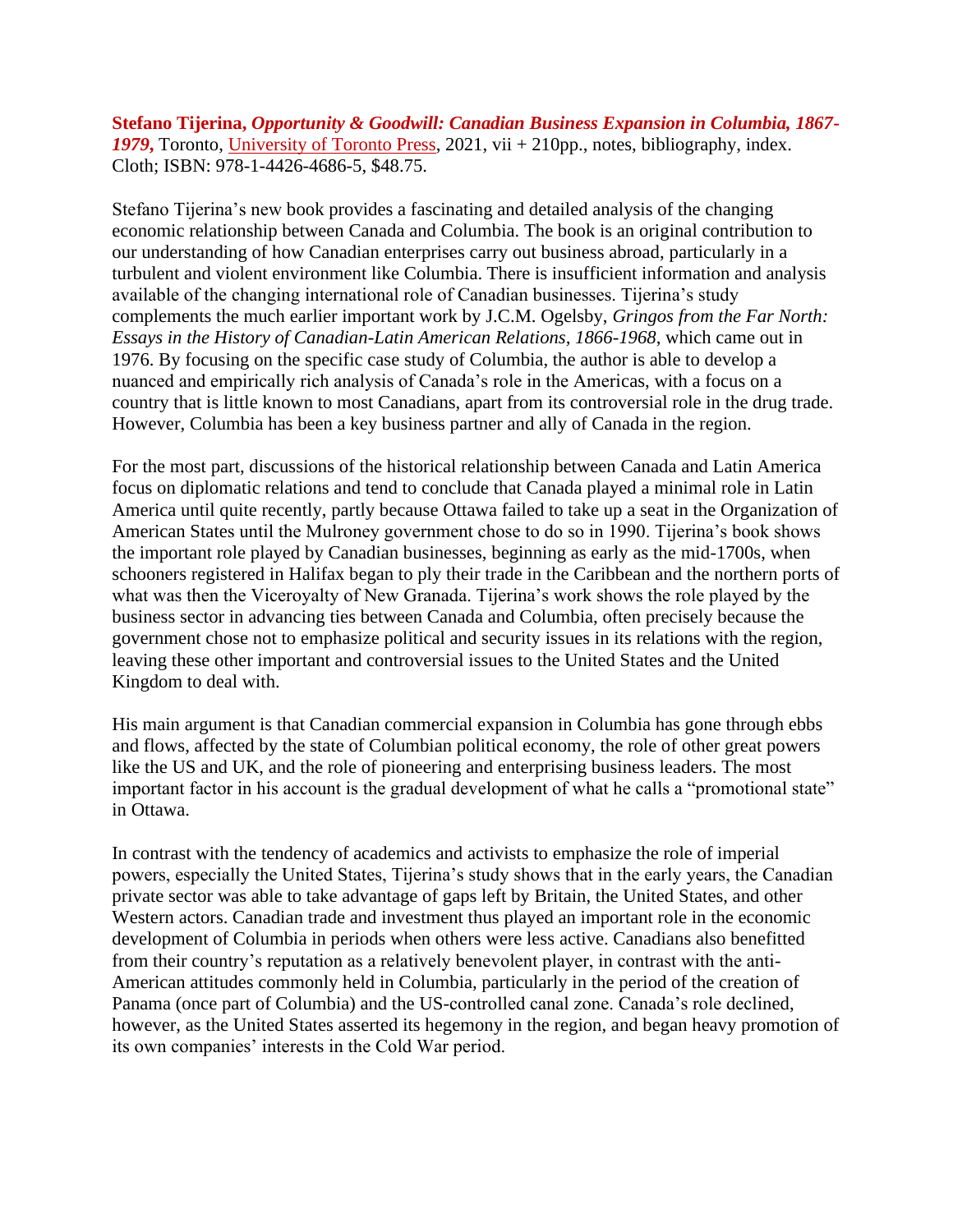**Stefano Tijerina, *Opportunity & Goodwill: Canadian Business Expansion in Columbia, 1867-1979*,** Toronto, University of Toronto Press, 2021, vii + 210pp., notes, bibliography, index. Cloth; ISBN: 978-1-4426-4686-5, $48.75.

Stefano Tijerina's new book provides a fascinating and detailed analysis of the changing economic relationship between Canada and Columbia. The book is an original contribution to our understanding of how Canadian enterprises carry out business abroad, particularly in a turbulent and violent environment like Columbia. There is insufficient information and analysis available of the changing international role of Canadian businesses. Tijerina's study complements the much earlier important work by J.C.M. Ogelsby, *Gringos from the Far North: Essays in the History of Canadian-Latin American Relations, 1866-1968*, which came out in 1976. By focusing on the specific case study of Columbia, the author is able to develop a nuanced and empirically rich analysis of Canada's role in the Americas, with a focus on a country that is little known to most Canadians, apart from its controversial role in the drug trade. However, Columbia has been a key business partner and ally of Canada in the region.

For the most part, discussions of the historical relationship between Canada and Latin America focus on diplomatic relations and tend to conclude that Canada played a minimal role in Latin America until quite recently, partly because Ottawa failed to take up a seat in the Organization of American States until the Mulroney government chose to do so in 1990. Tijerina's book shows the important role played by Canadian businesses, beginning as early as the mid-1700s, when schooners registered in Halifax began to ply their trade in the Caribbean and the northern ports of what was then the Viceroyalty of New Granada. Tijerina's work shows the role played by the business sector in advancing ties between Canada and Columbia, often precisely because the government chose not to emphasize political and security issues in its relations with the region, leaving these other important and controversial issues to the United States and the United Kingdom to deal with.

His main argument is that Canadian commercial expansion in Columbia has gone through ebbs and flows, affected by the state of Columbian political economy, the role of other great powers like the US and UK, and the role of pioneering and enterprising business leaders. The most important factor in his account is the gradual development of what he calls a "promotional state" in Ottawa.

In contrast with the tendency of academics and activists to emphasize the role of imperial powers, especially the United States, Tijerina's study shows that in the early years, the Canadian private sector was able to take advantage of gaps left by Britain, the United States, and other Western actors. Canadian trade and investment thus played an important role in the economic development of Columbia in periods when others were less active. Canadians also benefitted from their country's reputation as a relatively benevolent player, in contrast with the anti-American attitudes commonly held in Columbia, particularly in the period of the creation of Panama (once part of Columbia) and the US-controlled canal zone. Canada's role declined, however, as the United States asserted its hegemony in the region, and began heavy promotion of its own companies' interests in the Cold War period.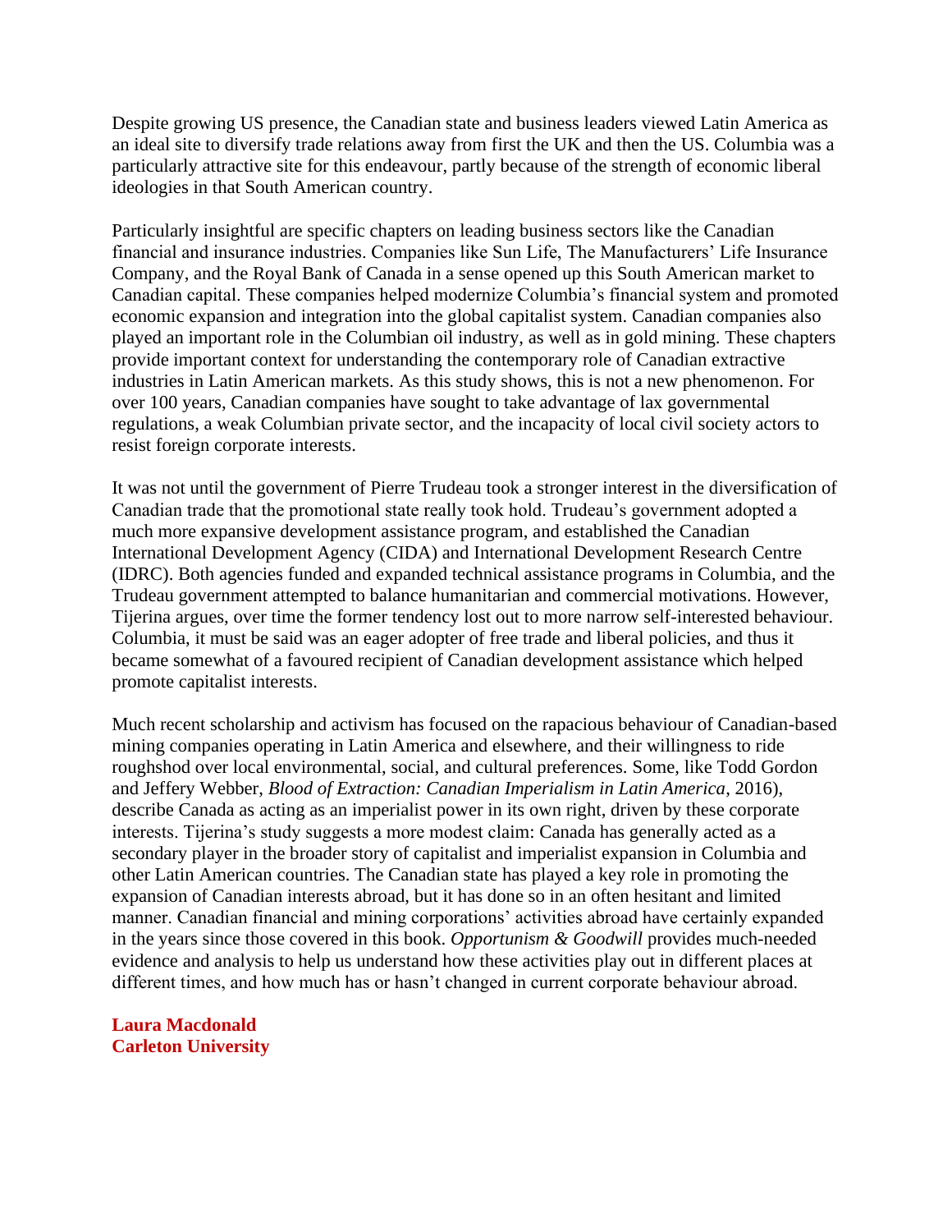Despite growing US presence, the Canadian state and business leaders viewed Latin America as an ideal site to diversify trade relations away from first the UK and then the US. Columbia was a particularly attractive site for this endeavour, partly because of the strength of economic liberal ideologies in that South American country.

Particularly insightful are specific chapters on leading business sectors like the Canadian financial and insurance industries. Companies like Sun Life, The Manufacturers' Life Insurance Company, and the Royal Bank of Canada in a sense opened up this South American market to Canadian capital. These companies helped modernize Columbia's financial system and promoted economic expansion and integration into the global capitalist system. Canadian companies also played an important role in the Columbian oil industry, as well as in gold mining. These chapters provide important context for understanding the contemporary role of Canadian extractive industries in Latin American markets. As this study shows, this is not a new phenomenon. For over 100 years, Canadian companies have sought to take advantage of lax governmental regulations, a weak Columbian private sector, and the incapacity of local civil society actors to resist foreign corporate interests.

It was not until the government of Pierre Trudeau took a stronger interest in the diversification of Canadian trade that the promotional state really took hold. Trudeau's government adopted a much more expansive development assistance program, and established the Canadian International Development Agency (CIDA) and International Development Research Centre (IDRC). Both agencies funded and expanded technical assistance programs in Columbia, and the Trudeau government attempted to balance humanitarian and commercial motivations. However, Tijerina argues, over time the former tendency lost out to more narrow self-interested behaviour. Columbia, it must be said was an eager adopter of free trade and liberal policies, and thus it became somewhat of a favoured recipient of Canadian development assistance which helped promote capitalist interests.

Much recent scholarship and activism has focused on the rapacious behaviour of Canadian-based mining companies operating in Latin America and elsewhere, and their willingness to ride roughshod over local environmental, social, and cultural preferences. Some, like Todd Gordon and Jeffery Webber, *Blood of Extraction: Canadian Imperialism in Latin America*, 2016), describe Canada as acting as an imperialist power in its own right, driven by these corporate interests. Tijerina's study suggests a more modest claim: Canada has generally acted as a secondary player in the broader story of capitalist and imperialist expansion in Columbia and other Latin American countries. The Canadian state has played a key role in promoting the expansion of Canadian interests abroad, but it has done so in an often hesitant and limited manner. Canadian financial and mining corporations' activities abroad have certainly expanded in the years since those covered in this book. *Opportunism & Goodwill* provides much-needed evidence and analysis to help us understand how these activities play out in different places at different times, and how much has or hasn't changed in current corporate behaviour abroad.

**Laura Macdonald**
**Carleton University**